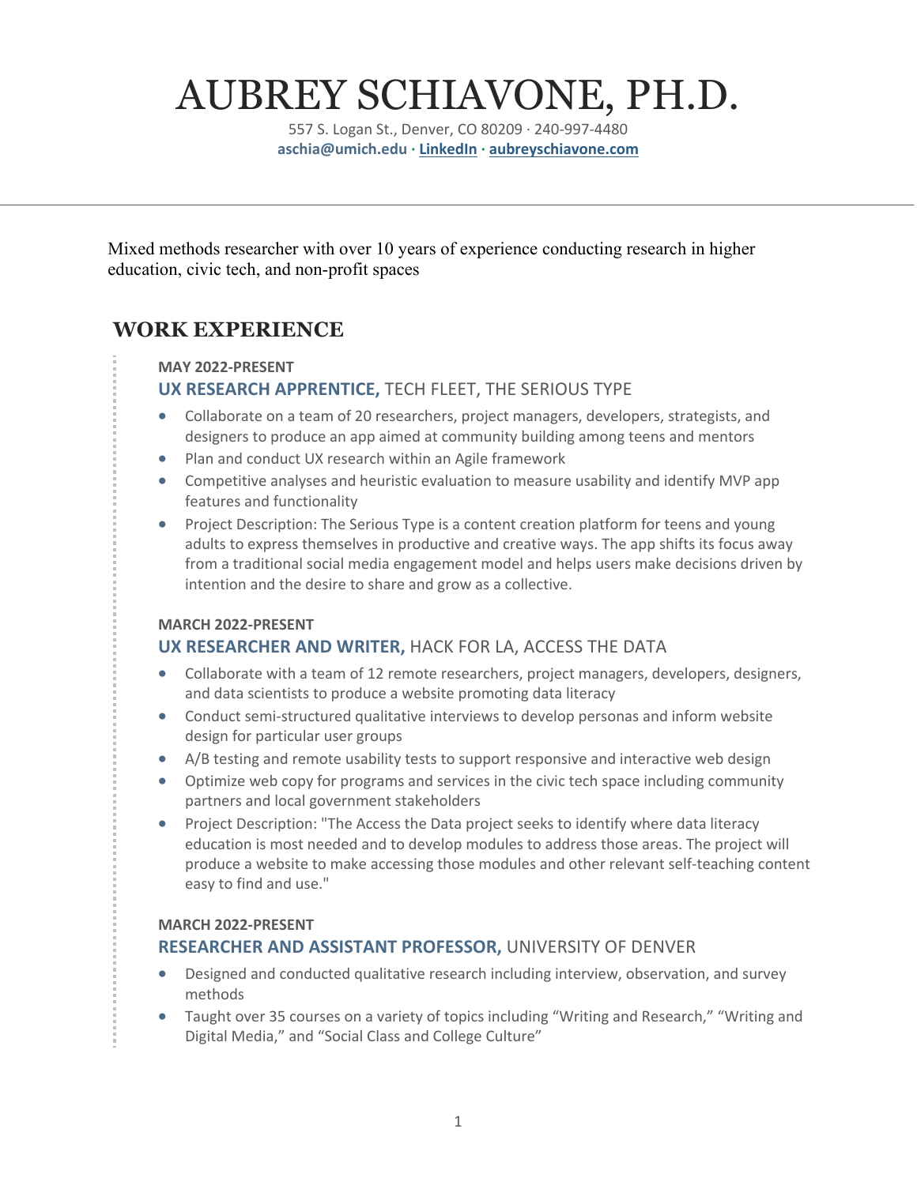# AUBREY SCHIAVONE, PH.D.

557 S. Logan St., Denver, CO 80209 · 240-997-4480
**aschia@umich.edu · LinkedIn · aubreyschiavone.com**

---

Mixed methods researcher with over 10 years of experience conducting research in higher education, civic tech, and non-profit spaces

## WORK EXPERIENCE

**MAY 2022-PRESENT**

### **UX RESEARCH APPRENTICE,** TECH FLEET, THE SERIOUS TYPE

- Collaborate on a team of 20 researchers, project managers, developers, strategists, and designers to produce an app aimed at community building among teens and mentors
- Plan and conduct UX research within an Agile framework
- Competitive analyses and heuristic evaluation to measure usability and identify MVP app features and functionality
- Project Description: The Serious Type is a content creation platform for teens and young adults to express themselves in productive and creative ways. The app shifts its focus away from a traditional social media engagement model and helps users make decisions driven by intention and the desire to share and grow as a collective.

**MARCH 2022-PRESENT**

### **UX RESEARCHER AND WRITER,** HACK FOR LA, ACCESS THE DATA

- Collaborate with a team of 12 remote researchers, project managers, developers, designers, and data scientists to produce a website promoting data literacy
- Conduct semi-structured qualitative interviews to develop personas and inform website design for particular user groups
- A/B testing and remote usability tests to support responsive and interactive web design
- Optimize web copy for programs and services in the civic tech space including community partners and local government stakeholders
- Project Description: "The Access the Data project seeks to identify where data literacy education is most needed and to develop modules to address those areas. The project will produce a website to make accessing those modules and other relevant self-teaching content easy to find and use."

**MARCH 2022-PRESENT**

### **RESEARCHER AND ASSISTANT PROFESSOR,** UNIVERSITY OF DENVER

- Designed and conducted qualitative research including interview, observation, and survey methods
- Taught over 35 courses on a variety of topics including "Writing and Research," "Writing and Digital Media," and "Social Class and College Culture"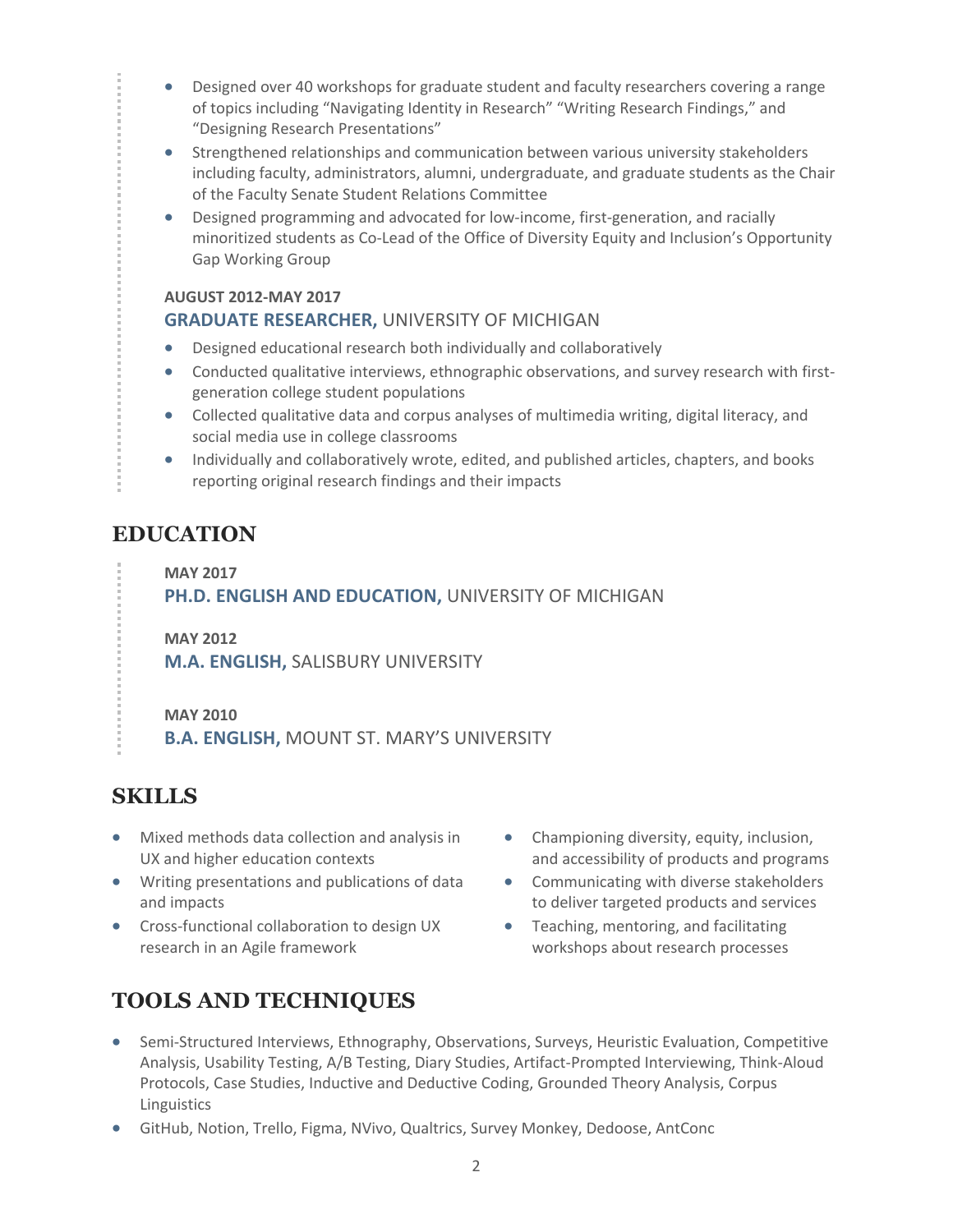- Designed over 40 workshops for graduate student and faculty researchers covering a range of topics including "Navigating Identity in Research" "Writing Research Findings," and "Designing Research Presentations"
- Strengthened relationships and communication between various university stakeholders including faculty, administrators, alumni, undergraduate, and graduate students as the Chair of the Faculty Senate Student Relations Committee
- Designed programming and advocated for low-income, first-generation, and racially minoritized students as Co-Lead of the Office of Diversity Equity and Inclusion's Opportunity Gap Working Group

**AUGUST 2012-MAY 2017**

### **GRADUATE RESEARCHER,** UNIVERSITY OF MICHIGAN

- Designed educational research both individually and collaboratively
- Conducted qualitative interviews, ethnographic observations, and survey research with first-generation college student populations
- Collected qualitative data and corpus analyses of multimedia writing, digital literacy, and social media use in college classrooms
- Individually and collaboratively wrote, edited, and published articles, chapters, and books reporting original research findings and their impacts

## EDUCATION

**MAY 2017**

### **PH.D. ENGLISH AND EDUCATION,** UNIVERSITY OF MICHIGAN

**MAY 2012**

### **M.A. ENGLISH,** SALISBURY UNIVERSITY

**MAY 2010**

### **B.A. ENGLISH,** MOUNT ST. MARY'S UNIVERSITY

## SKILLS

- Mixed methods data collection and analysis in UX and higher education contexts
- Writing presentations and publications of data and impacts
- Cross-functional collaboration to design UX research in an Agile framework
- Championing diversity, equity, inclusion, and accessibility of products and programs
- Communicating with diverse stakeholders to deliver targeted products and services
- Teaching, mentoring, and facilitating workshops about research processes

## TOOLS AND TECHNIQUES

- Semi-Structured Interviews, Ethnography, Observations, Surveys, Heuristic Evaluation, Competitive Analysis, Usability Testing, A/B Testing, Diary Studies, Artifact-Prompted Interviewing, Think-Aloud Protocols, Case Studies, Inductive and Deductive Coding, Grounded Theory Analysis, Corpus Linguistics
- GitHub, Notion, Trello, Figma, NVivo, Qualtrics, Survey Monkey, Dedoose, AntConc